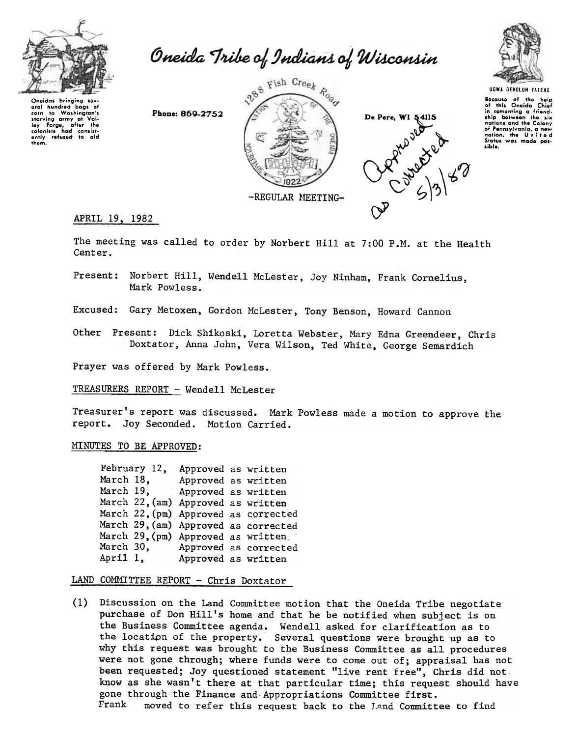# Oneida Tribe of Indians of Wisconsin

Oneidas bringing several hundred bags of corn to Washington's starving army at Valley Forge, after the colonists had consistently refused to aid them.

Phone: 869-2752

1288 Fish Creek Road

De Pere, WI 54115

UGWA DEHOLUH YATEHE

Because of the help of this Oneida Chief in cementing a friendship between the six nations and the Colony of Pennsylvania, a new nation, the United States was made possible.

Approved as Corrected 5/3/82

-REGULAR MEETING-

APRIL 19, 1982

The meeting was called to order by Norbert Hill at 7:00 P.M. at the Health Center.

Present: Norbert Hill, Wendell McLester, Joy Ninham, Frank Cornelius, Mark Powless.

Excused: Gary Metoxen, Gordon McLester, Tony Benson, Howard Cannon

Other Present: Dick Shikoski, Loretta Webster, Mary Edna Greendeer, Chris Doxtator, Anna John, Vera Wilson, Ted White, George Semardich

Prayer was offered by Mark Powless.

TREASURERS REPORT - Wendell McLester

Treasurer's report was discussed. Mark Powless made a motion to approve the report. Joy Seconded. Motion Carried.

MINUTES TO BE APPROVED:

| | |
|---|---|
| February 12, | Approved as written |
| March 18, | Approved as written |
| March 19, | Approved as written |
| March 22,(am) | Approved as written |
| March 22,(pm) | Approved as corrected |
| March 29,(am) | Approved as corrected |
| March 29,(pm) | Approved as written |
| March 30, | Approved as corrected |
| April 1, | Approved as written |

LAND COMMITTEE REPORT - Chris Doxtator

(1) Discussion on the Land Committee motion that the Oneida Tribe negotiate purchase of Don Hill's home and that he be notified when subject is on the Business Committee agenda. Wendell asked for clarification as to the location of the property. Several questions were brought up as to why this request was brought to the Business Committee as all procedures were not gone through; where funds were to come out of; appraisal has not been requested; Joy questioned statement "live rent free", Chris did not know as she wasn't there at that particular time; this request should have gone through the Finance and Appropriations Committee first.
Frank moved to refer this request back to the Land Committee to find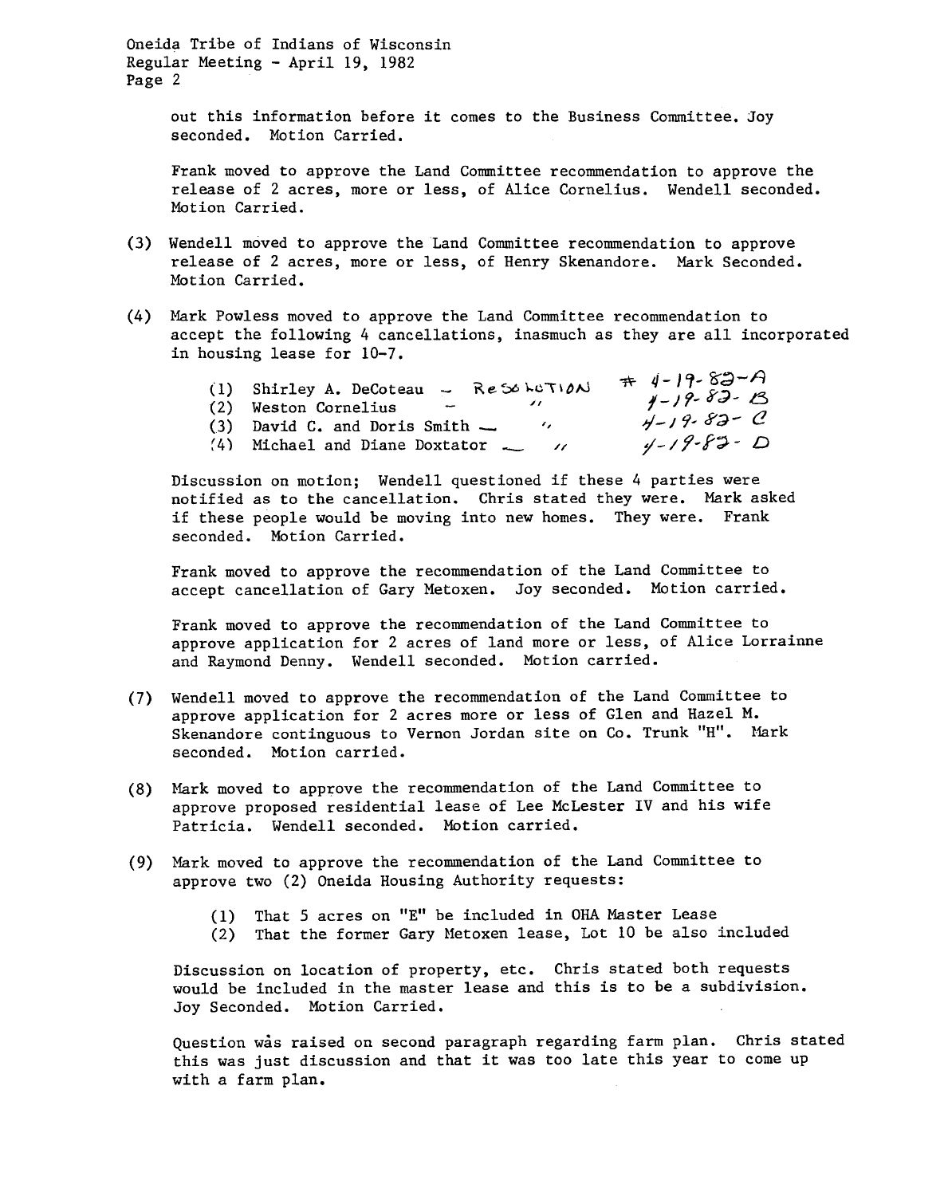out this information before it comes to the Business Committee. Joy seconded. Motion Carried.

Frank moved to approve the Land Committee recommendation to approve the release of 2 acres, more or less, of Alice Cornelius. Wendell seconded. Motion Carried.

(3) Wendell moved to approve the Land Committee recommendation to approve release of 2 acres, more or less, of Henry Skenandore. Mark Seconded. Motion Carried.

(4) Mark Powless moved to approve the Land Committee recommendation to accept the following 4 cancellations, inasmuch as they are all incorporated in housing lease for 10-7.

   (1) Shirley A. DeCoteau – Resolution # 4-19-82-A
   (2) Weston Cornelius – " 4-19-82-B
   (3) David C. and Doris Smith – " 4-19-82-C
   (4) Michael and Diane Doxtator – " 4-19-82-D

Discussion on motion; Wendell questioned if these 4 parties were notified as to the cancellation. Chris stated they were. Mark asked if these people would be moving into new homes. They were. Frank seconded. Motion Carried.

Frank moved to approve the recommendation of the Land Committee to accept cancellation of Gary Metoxen. Joy seconded. Motion carried.

Frank moved to approve the recommendation of the Land Committee to approve application for 2 acres of land more or less, of Alice Lorrainne and Raymond Denny. Wendell seconded. Motion carried.

(7) Wendell moved to approve the recommendation of the Land Committee to approve application for 2 acres more or less of Glen and Hazel M. Skenandore continguous to Vernon Jordan site on Co. Trunk "H". Mark seconded. Motion carried.

(8) Mark moved to approve the recommendation of the Land Committee to approve proposed residential lease of Lee McLester IV and his wife Patricia. Wendell seconded. Motion carried.

(9) Mark moved to approve the recommendation of the Land Committee to approve two (2) Oneida Housing Authority requests:

   (1) That 5 acres on "E" be included in OHA Master Lease
   (2) That the former Gary Metoxen lease, Lot 10 be also included

Discussion on location of property, etc. Chris stated both requests would be included in the master lease and this is to be a subdivision. Joy Seconded. Motion Carried.

Question was raised on second paragraph regarding farm plan. Chris stated this was just discussion and that it was too late this year to come up with a farm plan.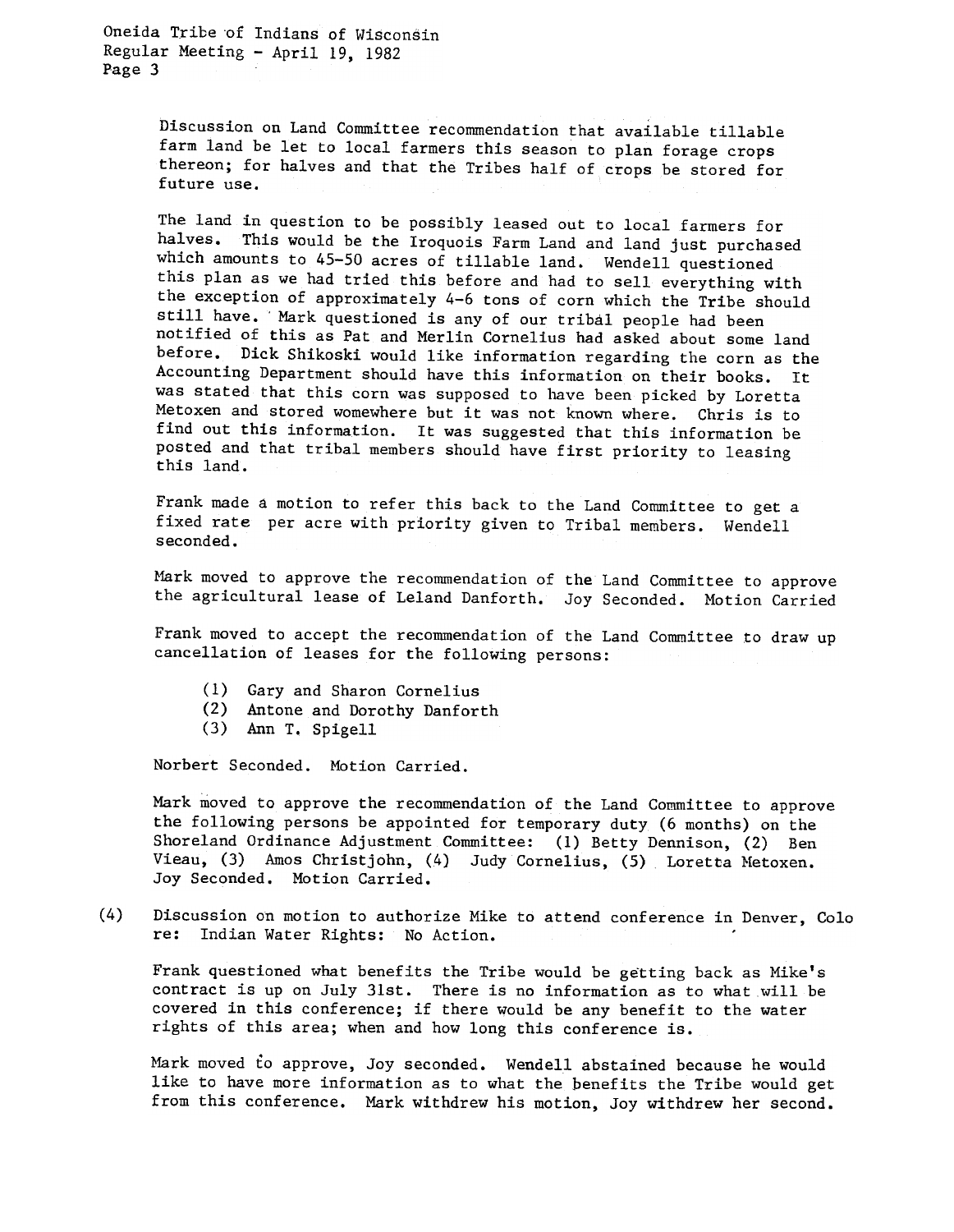Discussion on Land Committee recommendation that available tillable farm land be let to local farmers this season to plan forage crops thereon; for halves and that the Tribes half of crops be stored for future use.

The land in question to be possibly leased out to local farmers for halves. This would be the Iroquois Farm Land and land just purchased which amounts to 45-50 acres of tillable land. Wendell questioned this plan as we had tried this before and had to sell everything with the exception of approximately 4-6 tons of corn which the Tribe should still have. Mark questioned is any of our tribal people had been notified of this as Pat and Merlin Cornelius had asked about some land before. Dick Shikoski would like information regarding the corn as the Accounting Department should have this information on their books. It was stated that this corn was supposed to have been picked by Loretta Metoxen and stored womewhere but it was not known where. Chris is to find out this information. It was suggested that this information be posted and that tribal members should have first priority to leasing this land.

Frank made a motion to refer this back to the Land Committee to get a fixed rate per acre with priority given to Tribal members. Wendell seconded.

Mark moved to approve the recommendation of the Land Committee to approve the agricultural lease of Leland Danforth. Joy Seconded. Motion Carried

Frank moved to accept the recommendation of the Land Committee to draw up cancellation of leases for the following persons:

(1) Gary and Sharon Cornelius
(2) Antone and Dorothy Danforth
(3) Ann T. Spigell

Norbert Seconded. Motion Carried.

Mark moved to approve the recommendation of the Land Committee to approve the following persons be appointed for temporary duty (6 months) on the Shoreland Ordinance Adjustment Committee: (1) Betty Dennison, (2) Ben Vieau, (3) Amos Christjohn, (4) Judy Cornelius, (5) Loretta Metoxen. Joy Seconded. Motion Carried.

(4) Discussion on motion to authorize Mike to attend conference in Denver, Colo re: Indian Water Rights: No Action.

Frank questioned what benefits the Tribe would be getting back as Mike's contract is up on July 31st. There is no information as to what will be covered in this conference; if there would be any benefit to the water rights of this area; when and how long this conference is.

Mark moved to approve, Joy seconded. Wendell abstained because he would like to have more information as to what the benefits the Tribe would get from this conference. Mark withdrew his motion, Joy withdrew her second.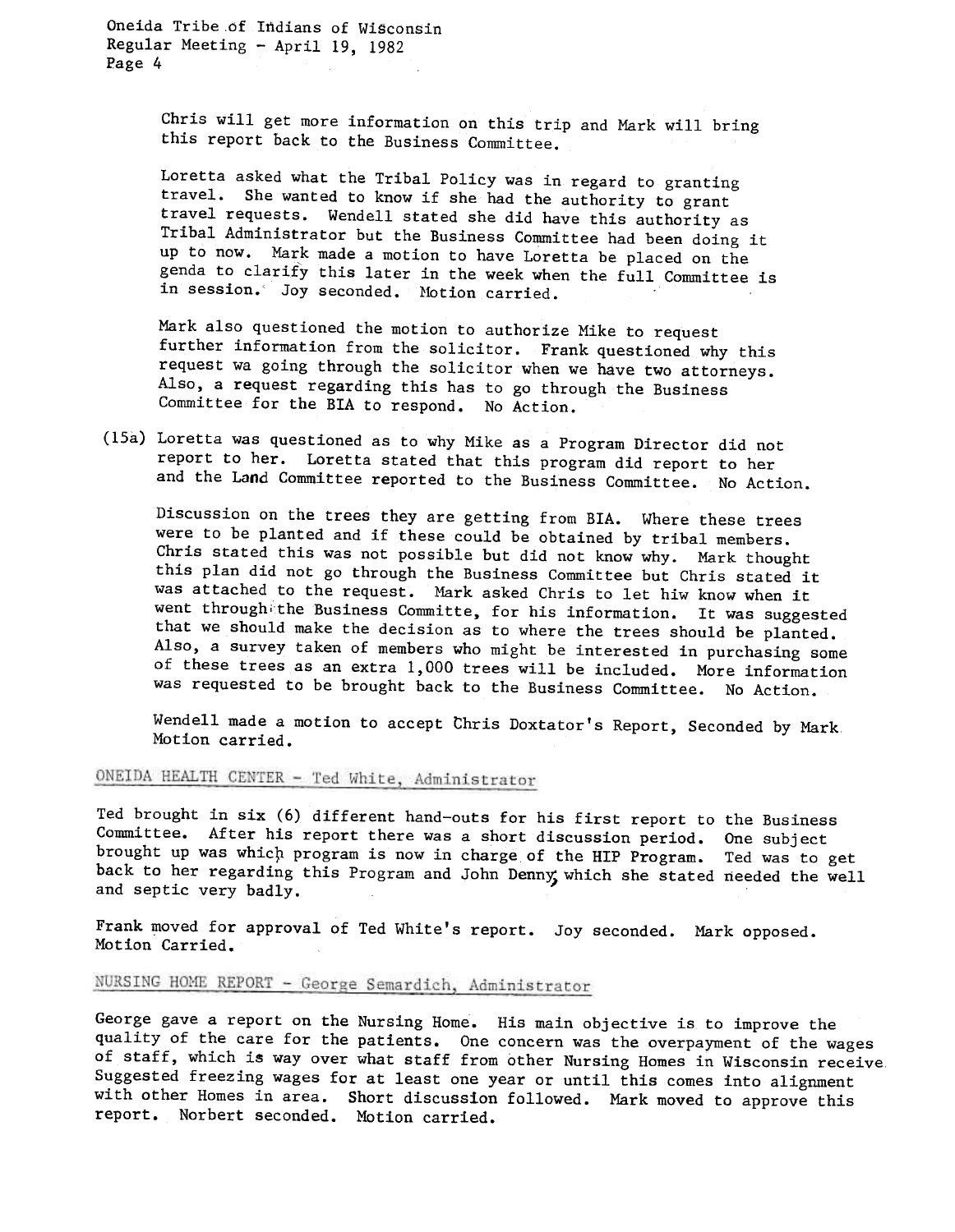Chris will get more information on this trip and Mark will bring this report back to the Business Committee.

Loretta asked what the Tribal Policy was in regard to granting travel. She wanted to know if she had the authority to grant travel requests. Wendell stated she did have this authority as Tribal Administrator but the Business Committee had been doing it up to now. Mark made a motion to have Loretta be placed on the genda to clarify this later in the week when the full Committee is in session. Joy seconded. Motion carried.

Mark also questioned the motion to authorize Mike to request further information from the solicitor. Frank questioned why this request wa going through the solicitor when we have two attorneys. Also, a request regarding this has to go through the Business Committee for the BIA to respond. No Action.

(15a) Loretta was questioned as to why Mike as a Program Director did not report to her. Loretta stated that this program did report to her and the Land Committee reported to the Business Committee. No Action.

Discussion on the trees they are getting from BIA. Where these trees were to be planted and if these could be obtained by tribal members. Chris stated this was not possible but did not know why. Mark thought this plan did not go through the Business Committee but Chris stated it was attached to the request. Mark asked Chris to let hiw know when it went through the Business Committe, for his information. It was suggested that we should make the decision as to where the trees should be planted. Also, a survey taken of members who might be interested in purchasing some of these trees as an extra 1,000 trees will be included. More information was requested to be brought back to the Business Committee. No Action.

Wendell made a motion to accept Chris Doxtator's Report, Seconded by Mark. Motion carried.

## ONEIDA HEALTH CENTER - Ted White, Administrator

Ted brought in six (6) different hand-outs for his first report to the Business Committee. After his report there was a short discussion period. One subject brought up was which program is now in charge of the HIP Program. Ted was to get back to her regarding this Program and John Denny, which she stated needed the well and septic very badly.

Frank moved for approval of Ted White's report. Joy seconded. Mark opposed. Motion Carried.

## NURSING HOME REPORT - George Semardich, Administrator

George gave a report on the Nursing Home. His main objective is to improve the quality of the care for the patients. One concern was the overpayment of the wages of staff, which is way over what staff from other Nursing Homes in Wisconsin receive. Suggested freezing wages for at least one year or until this comes into alignment with other Homes in area. Short discussion followed. Mark moved to approve this report. Norbert seconded. Motion carried.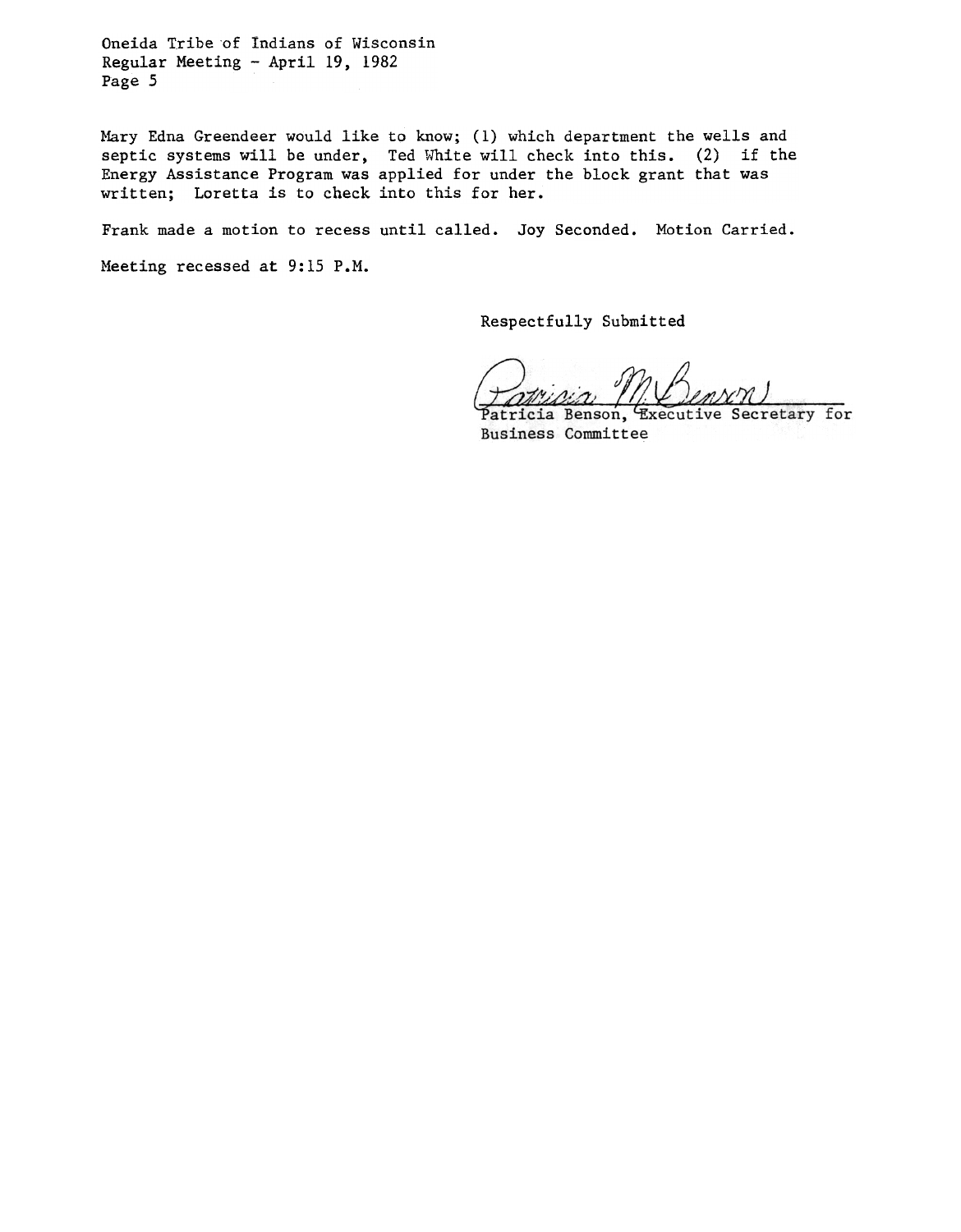Mary Edna Greendeer would like to know; (1) which department the wells and septic systems will be under, Ted White will check into this. (2) if the Energy Assistance Program was applied for under the block grant that was written; Loretta is to check into this for her.

Frank made a motion to recess until called. Joy Seconded. Motion Carried.

Meeting recessed at 9:15 P.M.

Respectfully Submitted

Patricia M. Benson

Patricia Benson, Executive Secretary for Business Committee